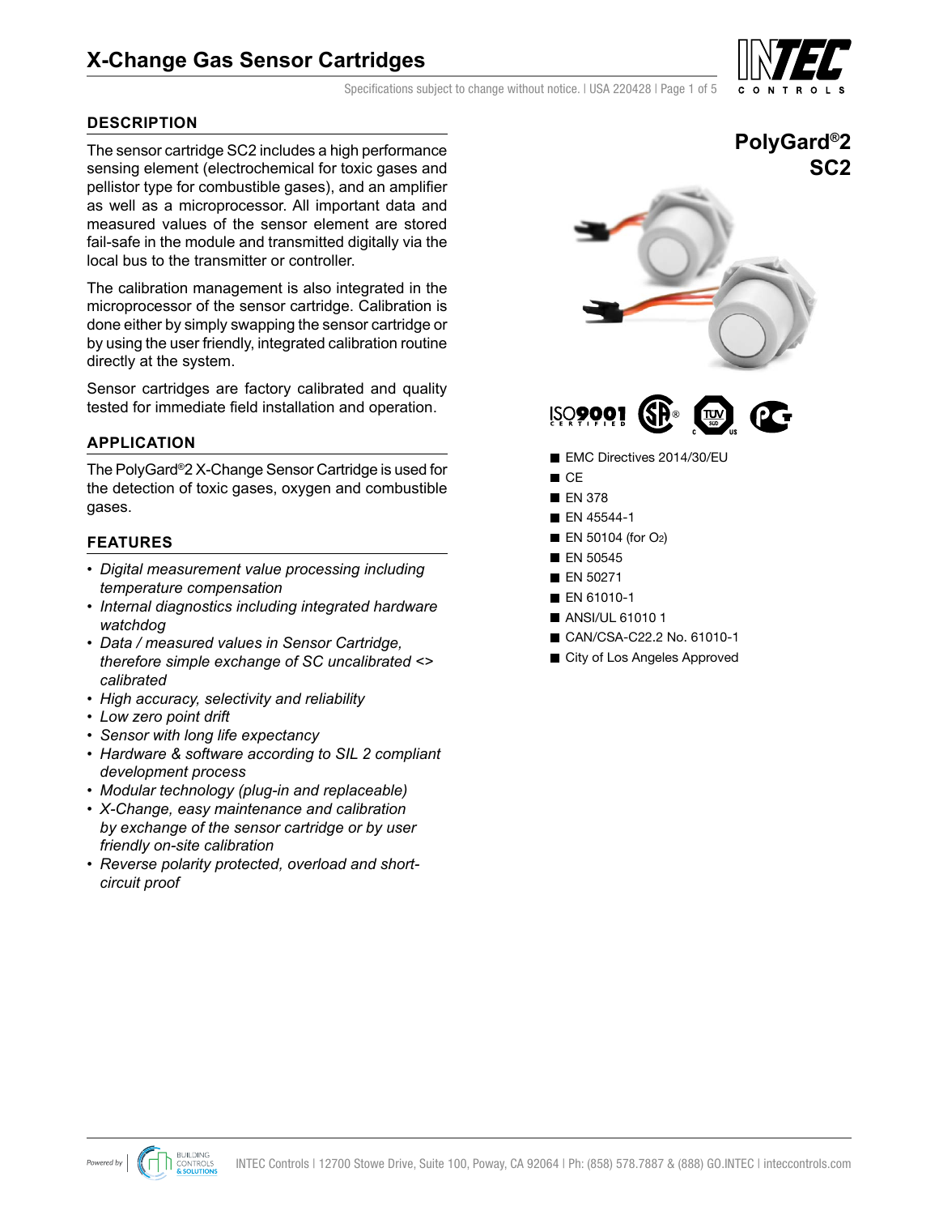# X-Change Gas Sensor Cartridges

## PolyGard®2 SC2

### DESCRIPTION

The sensor cartridge SC2 includes a high performance sensing element (electrochemical for toxic gases and pellistor type for combustible gases), and an amplifier as well as a microprocessor. All important data and measured values of the sensor element are stored fail-safe in the module and transmitted digitally via the local bus to the transmitter or controller.

The calibration management is also integrated in the microprocessor of the sensor cartridge. Calibration is done either by simply swapping the sensor cartridge or by using the user friendly, integrated calibration routine directly at the system.

Sensor cartridges are factory calibrated and quality tested for immediate field installation and operation.

### APPLICATION

The PolyGard®2 X-Change Sensor Cartridge is used for the detection of toxic gases, oxygen and combustible gases.

### FEATURES

- *Digital measurement value processing including temperature compensation*
- *Internal diagnostics including integrated hardware watchdog*
- *Data / measured values in Sensor Cartridge, therefore simple exchange of SC uncalibrated <> calibrated*
- *High accuracy, selectivity and reliability*
- *Low zero point drift*
- *Sensor with long life expectancy*
- *Hardware & software according to SIL 2 compliant development process*
- *Modular technology (plug-in and replaceable)*
- *X-Change, easy maintenance and calibration by exchange of the sensor cartridge or by user friendly on-site calibration*
- *Reverse polarity protected, overload and short-circuit proof*

- EMC Directives 2014/30/EU
- CE
- EN 378
- EN 45544-1
- EN 50104 (for $O_2$)
- EN 50545
- EN 50271
- EN 61010-1
- ANSI/UL 61010 1
- CAN/CSA-C22.2 No. 61010-1
- City of Los Angeles Approved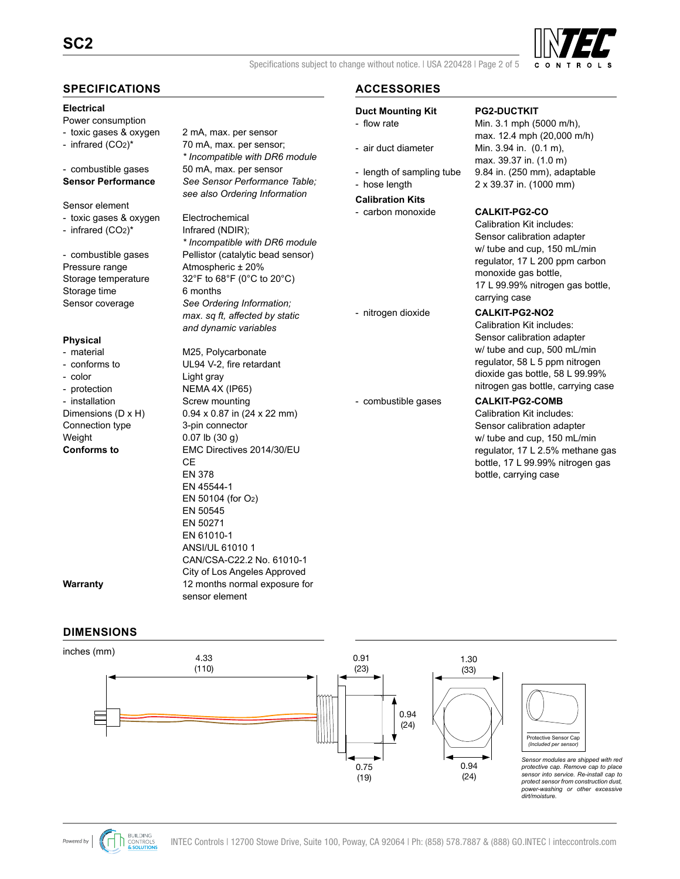# SC2

## SPECIFICATIONS

| | |
|---|---|
| **Electrical** | |
| Power consumption | |
| - toxic gases & oxygen | 2 mA, max. per sensor |
| - infrared ($CO_2$)* | 70 mA, max. per sensor; *\* Incompatible with DR6 module* |
| - combustible gases | 50 mA, max. per sensor |
| **Sensor Performance** | *See Sensor Performance Table; see also Ordering Information* |
| Sensor element | |
| - toxic gases & oxygen | Electrochemical |
| - infrared ($CO_2$)* | Infrared (NDIR); *\* Incompatible with DR6 module* |
| - combustible gases | Pellistor (catalytic bead sensor) |
| Pressure range | Atmospheric ± 20% |
| Storage temperature | 32°F to 68°F (0°C to 20°C) |
| Storage time | 6 months |
| Sensor coverage | *See Ordering Information; max. sq ft, affected by static and dynamic variables* |
| **Physical** | |
| - material | M25, Polycarbonate |
| - conforms to | UL94 V-2, fire retardant |
| - color | Light gray |
| - protection | NEMA 4X (IP65) |
| - installation | Screw mounting |
| Dimensions (D x H) | 0.94 x 0.87 in (24 x 22 mm) |
| Connection type | 3-pin connector |
| Weight | 0.07 lb (30 g) |
| **Conforms to** | EMC Directives 2014/30/EU<br>CE<br>EN 378<br>EN 45544-1<br>EN 50104 (for $O_2$)<br>EN 50545<br>EN 50271<br>EN 61010-1<br>ANSI/UL 61010 1<br>CAN/CSA-C22.2 No. 61010-1<br>City of Los Angeles Approved |
| **Warranty** | 12 months normal exposure for sensor element |

## ACCESSORIES

| | |
|---|---|
| **Duct Mounting Kit** | **PG2-DUCTKIT** |
| - flow rate | Min. 3.1 mph (5000 m/h), max. 12.4 mph (20,000 m/h) |
| - air duct diameter | Min. 3.94 in. (0.1 m), max. 39.37 in. (1.0 m) |
| - length of sampling tube | 9.84 in. (250 mm), adaptable |
| - hose length | 2 x 39.37 in. (1000 mm) |
| **Calibration Kits** | |
| - carbon monoxide | **CALKIT-PG2-CO**<br>Calibration Kit includes: Sensor calibration adapter w/ tube and cup, 150 mL/min regulator, 17 L 200 ppm carbon monoxide gas bottle, 17 L 99.99% nitrogen gas bottle, carrying case |
| - nitrogen dioxide | **CALKIT-PG2-NO2**<br>Calibration Kit includes: Sensor calibration adapter w/ tube and cup, 500 mL/min regulator, 58 L 5 ppm nitrogen dioxide gas bottle, 58 L 99.99% nitrogen gas bottle, carrying case |
| - combustible gases | **CALKIT-PG2-COMB**<br>Calibration Kit includes: Sensor calibration adapter w/ tube and cup, 150 mL/min regulator, 17 L 2.5% methane gas bottle, 17 L 99.99% nitrogen gas bottle, carrying case |

## DIMENSIONS

inches (mm)

4.33 (110)

0.91 (23)

0.94 (24)

0.75 (19)

1.30 (33)

0.94 (24)

Protective Sensor Cap
*(Included per sensor)*

*Sensor modules are shipped with red protective cap. Remove cap to place sensor into service. Re-install cap to protect sensor from construction dust, power-washing or other excessive dirt/moisture.*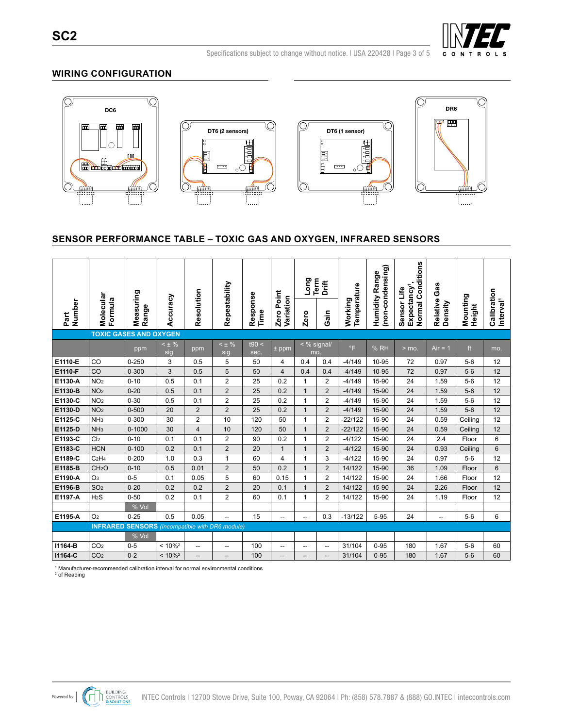## WIRING CONFIGURATION

DC6

DT6 (2 sensors)

DT6 (1 sensor)

DR6

## SENSOR PERFORMANCE TABLE – TOXIC GAS AND OXYGEN, INFRARED SENSORS

| Part Number | Molecular Formula | Measuring Range | Accuracy | Resolution | Repeatability | Response Time | Zero Point Variation | Long Term Drift | | Working Temperature | Humidity Range (non-condensing) | Sensor Life Expectancy[1], Normal Conditions | Relative Gas Density | Mounting Height | Calibration Interval[1] |
|---|---|---|---|---|---|---|---|---|---|---|---|---|---|---|---|
| | | | | | | | | Zero | Gain | | | | | | |
| | **TOXIC GASES AND OXYGEN** | | | | | | | | | | | | | | |
| | | ppm | < ± % sig. | ppm | < ± % sig. | t90 < sec. | ± ppm | < % signal/ mo. | | °F | % RH | > mo. | Air = 1 | ft | mo. |
| **E1110-E** | CO | 0-250 | 3 | 0.5 | 5 | 50 | 4 | 0.4 | 0.4 | -4/149 | 10-95 | 72 | 0.97 | 5-6 | 12 |
| **E1110-F** | CO | 0-300 | 3 | 0.5 | 5 | 50 | 4 | 0.4 | 0.4 | -4/149 | 10-95 | 72 | 0.97 | 5-6 | 12 |
| **E1130-A** | $NO_2$ | 0-10 | 0.5 | 0.1 | 2 | 25 | 0.2 | 1 | 2 | -4/149 | 15-90 | 24 | 1.59 | 5-6 | 12 |
| **E1130-B** | $NO_2$ | 0-20 | 0.5 | 0.1 | 2 | 25 | 0.2 | 1 | 2 | -4/149 | 15-90 | 24 | 1.59 | 5-6 | 12 |
| **E1130-C** | $NO_2$ | 0-30 | 0.5 | 0.1 | 2 | 25 | 0.2 | 1 | 2 | -4/149 | 15-90 | 24 | 1.59 | 5-6 | 12 |
| **E1130-D** | $NO_2$ | 0-500 | 20 | 2 | 2 | 25 | 0.2 | 1 | 2 | -4/149 | 15-90 | 24 | 1.59 | 5-6 | 12 |
| **E1125-C** | $NH_3$ | 0-300 | 30 | 2 | 10 | 120 | 50 | 1 | 2 | -22/122 | 15-90 | 24 | 0.59 | Ceiling | 12 |
| **E1125-D** | $NH_3$ | 0-1000 | 30 | 4 | 10 | 120 | 50 | 1 | 2 | -22/122 | 15-90 | 24 | 0.59 | Ceiling | 12 |
| **E1193-C** | $Cl_2$ | 0-10 | 0.1 | 0.1 | 2 | 90 | 0.2 | 1 | 2 | -4/122 | 15-90 | 24 | 2.4 | Floor | 6 |
| **E1183-C** | HCN | 0-100 | 0.2 | 0.1 | 2 | 20 | 1 | 1 | 2 | -4/122 | 15-90 | 24 | 0.93 | Ceiling | 6 |
| **E1189-C** | $C_2H_4$ | 0-200 | 1.0 | 0.3 | 1 | 60 | 4 | 1 | 3 | -4/122 | 15-90 | 24 | 0.97 | 5-6 | 12 |
| **E1185-B** | $CH_2O$ | 0-10 | 0.5 | 0.01 | 2 | 50 | 0.2 | 1 | 2 | 14/122 | 15-90 | 36 | 1.09 | Floor | 6 |
| **E1190-A** | $O_3$ | 0-5 | 0.1 | 0.05 | 5 | 60 | 0.15 | 1 | 2 | 14/122 | 15-90 | 24 | 1.66 | Floor | 12 |
| **E1196-B** | $SO_2$ | 0-20 | 0.2 | 0.2 | 2 | 20 | 0.1 | 1 | 2 | 14/122 | 15-90 | 24 | 2.26 | Floor | 12 |
| **E1197-A** | $H_2S$ | 0-50 | 0.2 | 0.1 | 2 | 60 | 0.1 | 1 | 2 | 14/122 | 15-90 | 24 | 1.19 | Floor | 12 |
| | | % Vol | | | | | | | | | | | | | |
| **E1195-A** | $O_2$ | 0-25 | 0.5 | 0.05 | -- | 15 | -- | -- | 0.3 | -13/122 | 5-95 | 24 | -- | 5-6 | 6 |
| | **INFRARED SENSORS** *(Incompatible with DR6 module)* | | | | | | | | | | | | | | |
| | | % Vol | | | | | | | | | | | | | |
| **I1164-B** | $CO_2$ | 0-5 | < 10%[2] | -- | -- | 100 | -- | -- | -- | 31/104 | 0-95 | 180 | 1.67 | 5-6 | 60 |
| **I1164-C** | $CO_2$ | 0-2 | < 10%[2] | -- | -- | 100 | -- | -- | -- | 31/104 | 0-95 | 180 | 1.67 | 5-6 | 60 |

[1] Manufacturer-recommended calibration interval for normal environmental conditions
[2] of Reading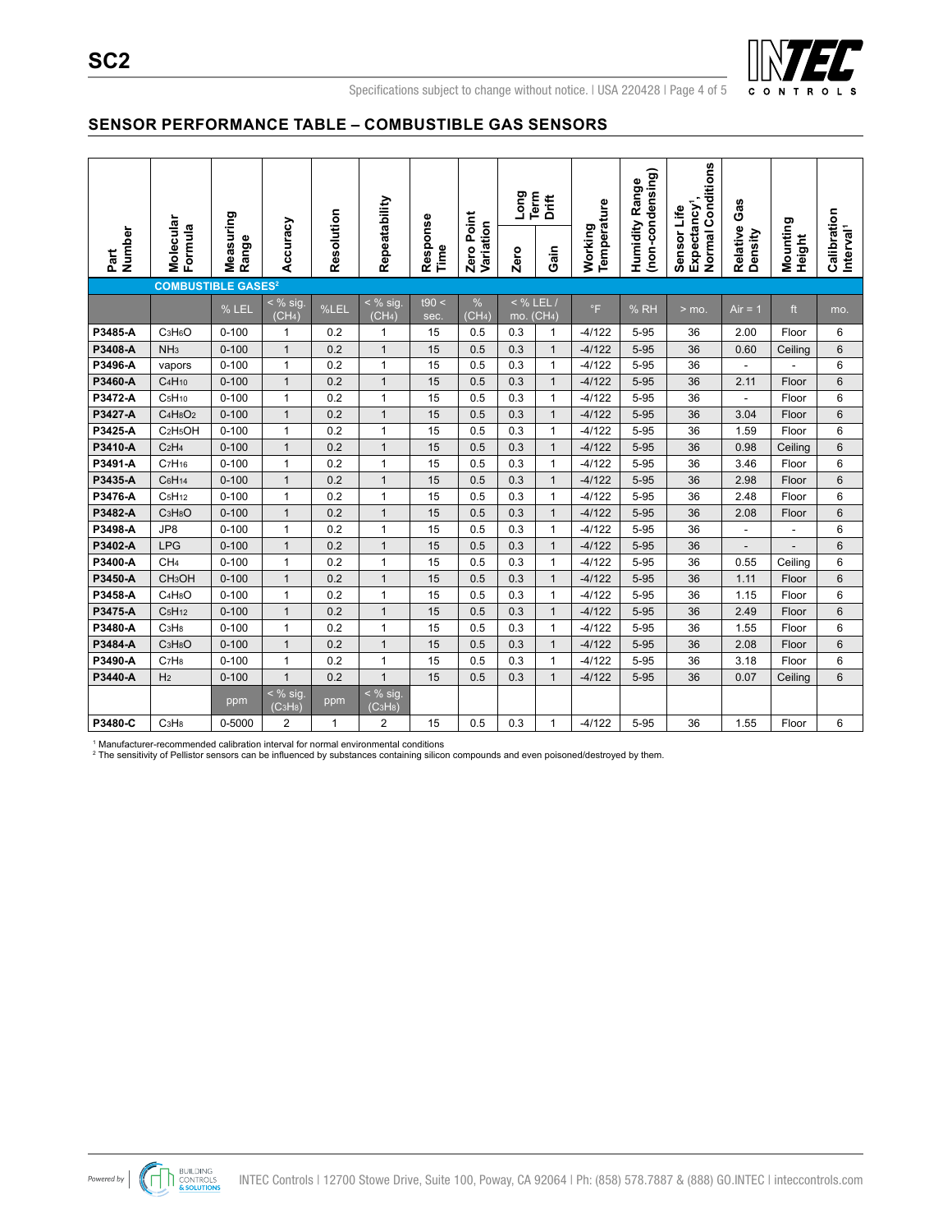## SENSOR PERFORMANCE TABLE – COMBUSTIBLE GAS SENSORS

| Part Number | Molecular Formula | Measuring Range | Accuracy | Resolution | Repeatability | Response Time | Zero Point Variation | Long Term Drift | | Working Temperature | Humidity Range (non-condensing) | Sensor Life Expectancy[1], Normal Conditions | Relative Gas Density | Mounting Height | Calibration Interval[1] |
|---|---|---|---|---|---|---|---|---|---|---|---|---|---|---|---|
| | | | | | | | | Zero | Gain | | | | | | |
| | COMBUSTIBLE GASES[2] | | | | | | | | | | | | | | |
| | | % LEL | < % sig. ($CH_4$) | %LEL | < % sig. ($CH_4$) | t90 < sec. | % ($CH_4$) | < % LEL / mo. ($CH_4$) | | °F | % RH | > mo. | Air = 1 | ft | mo. |
| **P3485-A** | $C_3H_6O$ | 0-100 | 1 | 0.2 | 1 | 15 | 0.5 | 0.3 | 1 | -4/122 | 5-95 | 36 | 2.00 | Floor | 6 |
| **P3408-A** | $NH_3$ | 0-100 | 1 | 0.2 | 1 | 15 | 0.5 | 0.3 | 1 | -4/122 | 5-95 | 36 | 0.60 | Ceiling | 6 |
| **P3496-A** | vapors | 0-100 | 1 | 0.2 | 1 | 15 | 0.5 | 0.3 | 1 | -4/122 | 5-95 | 36 | - | - | 6 |
| **P3460-A** | $C_4H_{10}$ | 0-100 | 1 | 0.2 | 1 | 15 | 0.5 | 0.3 | 1 | -4/122 | 5-95 | 36 | 2.11 | Floor | 6 |
| **P3472-A** | $C_5H_{10}$ | 0-100 | 1 | 0.2 | 1 | 15 | 0.5 | 0.3 | 1 | -4/122 | 5-95 | 36 | - | Floor | 6 |
| **P3427-A** | $C_4H_8O_2$ | 0-100 | 1 | 0.2 | 1 | 15 | 0.5 | 0.3 | 1 | -4/122 | 5-95 | 36 | 3.04 | Floor | 6 |
| **P3425-A** | $C_2H_5OH$ | 0-100 | 1 | 0.2 | 1 | 15 | 0.5 | 0.3 | 1 | -4/122 | 5-95 | 36 | 1.59 | Floor | 6 |
| **P3410-A** | $C_2H_4$ | 0-100 | 1 | 0.2 | 1 | 15 | 0.5 | 0.3 | 1 | -4/122 | 5-95 | 36 | 0.98 | Ceiling | 6 |
| **P3491-A** | $C_7H_{16}$ | 0-100 | 1 | 0.2 | 1 | 15 | 0.5 | 0.3 | 1 | -4/122 | 5-95 | 36 | 3.46 | Floor | 6 |
| **P3435-A** | $C_6H_{14}$ | 0-100 | 1 | 0.2 | 1 | 15 | 0.5 | 0.3 | 1 | -4/122 | 5-95 | 36 | 2.98 | Floor | 6 |
| **P3476-A** | $C_5H_{12}$ | 0-100 | 1 | 0.2 | 1 | 15 | 0.5 | 0.3 | 1 | -4/122 | 5-95 | 36 | 2.48 | Floor | 6 |
| **P3482-A** | $C_3H_8O$ | 0-100 | 1 | 0.2 | 1 | 15 | 0.5 | 0.3 | 1 | -4/122 | 5-95 | 36 | 2.08 | Floor | 6 |
| **P3498-A** | JP8 | 0-100 | 1 | 0.2 | 1 | 15 | 0.5 | 0.3 | 1 | -4/122 | 5-95 | 36 | - | - | 6 |
| **P3402-A** | LPG | 0-100 | 1 | 0.2 | 1 | 15 | 0.5 | 0.3 | 1 | -4/122 | 5-95 | 36 | - | - | 6 |
| **P3400-A** | $CH_4$ | 0-100 | 1 | 0.2 | 1 | 15 | 0.5 | 0.3 | 1 | -4/122 | 5-95 | 36 | 0.55 | Ceiling | 6 |
| **P3450-A** | $CH_3OH$ | 0-100 | 1 | 0.2 | 1 | 15 | 0.5 | 0.3 | 1 | -4/122 | 5-95 | 36 | 1.11 | Floor | 6 |
| **P3458-A** | $C_4H_8O$ | 0-100 | 1 | 0.2 | 1 | 15 | 0.5 | 0.3 | 1 | -4/122 | 5-95 | 36 | 1.15 | Floor | 6 |
| **P3475-A** | $C_5H_{12}$ | 0-100 | 1 | 0.2 | 1 | 15 | 0.5 | 0.3 | 1 | -4/122 | 5-95 | 36 | 2.49 | Floor | 6 |
| **P3480-A** | $C_3H_8$ | 0-100 | 1 | 0.2 | 1 | 15 | 0.5 | 0.3 | 1 | -4/122 | 5-95 | 36 | 1.55 | Floor | 6 |
| **P3484-A** | $C_3H_8O$ | 0-100 | 1 | 0.2 | 1 | 15 | 0.5 | 0.3 | 1 | -4/122 | 5-95 | 36 | 2.08 | Floor | 6 |
| **P3490-A** | $C_7H_8$ | 0-100 | 1 | 0.2 | 1 | 15 | 0.5 | 0.3 | 1 | -4/122 | 5-95 | 36 | 3.18 | Floor | 6 |
| **P3440-A** | $H_2$ | 0-100 | 1 | 0.2 | 1 | 15 | 0.5 | 0.3 | 1 | -4/122 | 5-95 | 36 | 0.07 | Ceiling | 6 |
| | | ppm | < % sig. ($C_3H_8$) | ppm | < % sig. ($C_3H_8$) | | | | | | | | | | |
| **P3480-C** | $C_3H_8$ | 0-5000 | 2 | 1 | 2 | 15 | 0.5 | 0.3 | 1 | -4/122 | 5-95 | 36 | 1.55 | Floor | 6 |

[1] Manufacturer-recommended calibration interval for normal environmental conditions
[2] The sensitivity of Pellistor sensors can be influenced by substances containing silicon compounds and even poisoned/destroyed by them.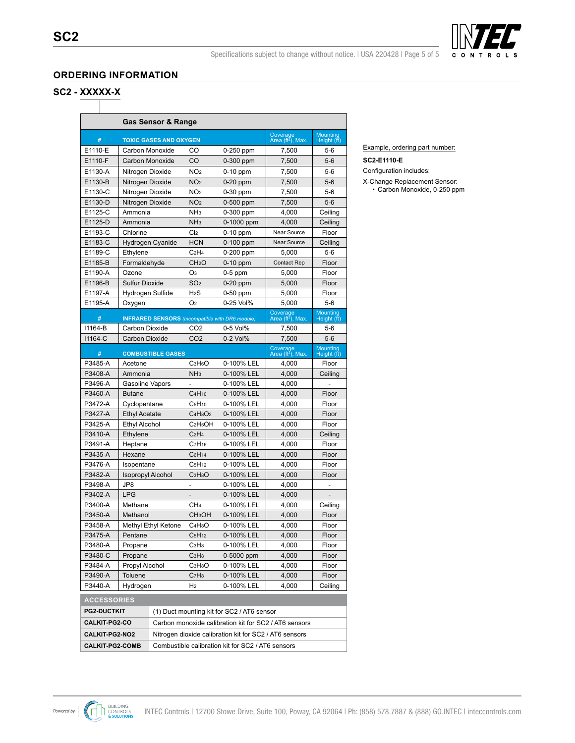## ORDERING INFORMATION

### SC2 - XXXXX-X

| | Gas Sensor & Range | | | | |
|---|---|---|---|---|---|
| **#** | **TOXIC GASES AND OXYGEN** | | | **Coverage Area ($ft^2$), Max.** | **Mounting Height (ft)** |
| E1110-E | Carbon Monoxide | CO | 0-250 ppm | 7,500 | 5-6 |
| E1110-F | Carbon Monoxide | CO | 0-300 ppm | 7,500 | 5-6 |
| E1130-A | Nitrogen Dioxide | $NO_2$ | 0-10 ppm | 7,500 | 5-6 |
| E1130-B | Nitrogen Dioxide | $NO_2$ | 0-20 ppm | 7,500 | 5-6 |
| E1130-C | Nitrogen Dioxide | $NO_2$ | 0-30 ppm | 7,500 | 5-6 |
| E1130-D | Nitrogen Dioxide | $NO_2$ | 0-500 ppm | 7,500 | 5-6 |
| E1125-C | Ammonia | $NH_3$ | 0-300 ppm | 4,000 | Ceiling |
| E1125-D | Ammonia | $NH_3$ | 0-1000 ppm | 4,000 | Ceiling |
| E1193-C | Chlorine | $Cl_2$ | 0-10 ppm | Near Source | Floor |
| E1183-C | Hydrogen Cyanide | HCN | 0-100 ppm | Near Source | Ceiling |
| E1189-C | Ethylene | $C_2H_4$ | 0-200 ppm | 5,000 | 5-6 |
| E1185-B | Formaldehyde | $CH_2O$ | 0-10 ppm | Contact Rep | Floor |
| E1190-A | Ozone | $O_3$ | 0-5 ppm | 5,000 | Floor |
| E1196-B | Sulfur Dioxide | $SO_2$ | 0-20 ppm | 5,000 | Floor |
| E1197-A | Hydrogen Sulfide | $H_2S$ | 0-50 ppm | 5,000 | Floor |
| E1195-A | Oxygen | $O_2$ | 0-25 Vol% | 5,000 | 5-6 |
| **#** | **INFRARED SENSORS** *(Incompatible with DR6 module)* | | | **Coverage Area ($ft^2$), Max.** | **Mounting Height (ft)** |
| I1164-B | Carbon Dioxide | CO2 | 0-5 Vol% | 7,500 | 5-6 |
| I1164-C | Carbon Dioxide | CO2 | 0-2 Vol% | 7,500 | 5-6 |
| **#** | **COMBUSTIBLE GASES** | | | **Coverage Area ($ft^2$), Max.** | **Mounting Height (ft)** |
| P3485-A | Acetone | $C_3H_6O$ | 0-100% LEL | 4,000 | Floor |
| P3408-A | Ammonia | $NH_3$ | 0-100% LEL | 4,000 | Ceiling |
| P3496-A | Gasoline Vapors | - | 0-100% LEL | 4,000 | - |
| P3460-A | Butane | $C_4H_{10}$ | 0-100% LEL | 4,000 | Floor |
| P3472-A | Cyclopentane | $C_5H_{10}$ | 0-100% LEL | 4,000 | Floor |
| P3427-A | Ethyl Acetate | $C_4H_8O_2$ | 0-100% LEL | 4,000 | Floor |
| P3425-A | Ethyl Alcohol | $C_2H_5OH$ | 0-100% LEL | 4,000 | Floor |
| P3410-A | Ethylene | $C_2H_4$ | 0-100% LEL | 4,000 | Ceiling |
| P3491-A | Heptane | $C_7H_{16}$ | 0-100% LEL | 4,000 | Floor |
| P3435-A | Hexane | $C_6H_{14}$ | 0-100% LEL | 4,000 | Floor |
| P3476-A | Isopentane | $C_5H_{12}$ | 0-100% LEL | 4,000 | Floor |
| P3482-A | Isopropyl Alcohol | $C_3H_8O$ | 0-100% LEL | 4,000 | Floor |
| P3498-A | JP8 | - | 0-100% LEL | 4,000 | - |
| P3402-A | LPG | - | 0-100% LEL | 4,000 | - |
| P3400-A | Methane | $CH_4$ | 0-100% LEL | 4,000 | Ceiling |
| P3450-A | Methanol | $CH_3OH$ | 0-100% LEL | 4,000 | Floor |
| P3458-A | Methyl Ethyl Ketone | $C_4H_8O$ | 0-100% LEL | 4,000 | Floor |
| P3475-A | Pentane | $C_5H_{12}$ | 0-100% LEL | 4,000 | Floor |
| P3480-A | Propane | $C_3H_8$ | 0-100% LEL | 4,000 | Floor |
| P3480-C | Propane | $C_3H_8$ | 0-5000 ppm | 4,000 | Floor |
| P3484-A | Propyl Alcohol | $C_3H_8O$ | 0-100% LEL | 4,000 | Floor |
| P3490-A | Toluene | $C_7H_8$ | 0-100% LEL | 4,000 | Floor |
| P3440-A | Hydrogen | $H_2$ | 0-100% LEL | 4,000 | Ceiling |

| ACCESSORIES | |
|---|---|
| **PG2-DUCTKIT** | (1) Duct mounting kit for SC2 / AT6 sensor |
| **CALKIT-PG2-CO** | Carbon monoxide calibration kit for SC2 / AT6 sensors |
| **CALKIT-PG2-NO2** | Nitrogen dioxide calibration kit for SC2 / AT6 sensors |
| **CALKIT-PG2-COMB** | Combustible calibration kit for SC2 / AT6 sensors |

Example, ordering part number:

**SC2-E1110-E**

Configuration includes:

X-Change Replacement Sensor:
- Carbon Monoxide, 0-250 ppm

INTEC Controls | 12700 Stowe Drive, Suite 100, Poway, CA 92064 | Ph: (858) 578.7887 & (888) GO.INTEC | inteccontrols.com